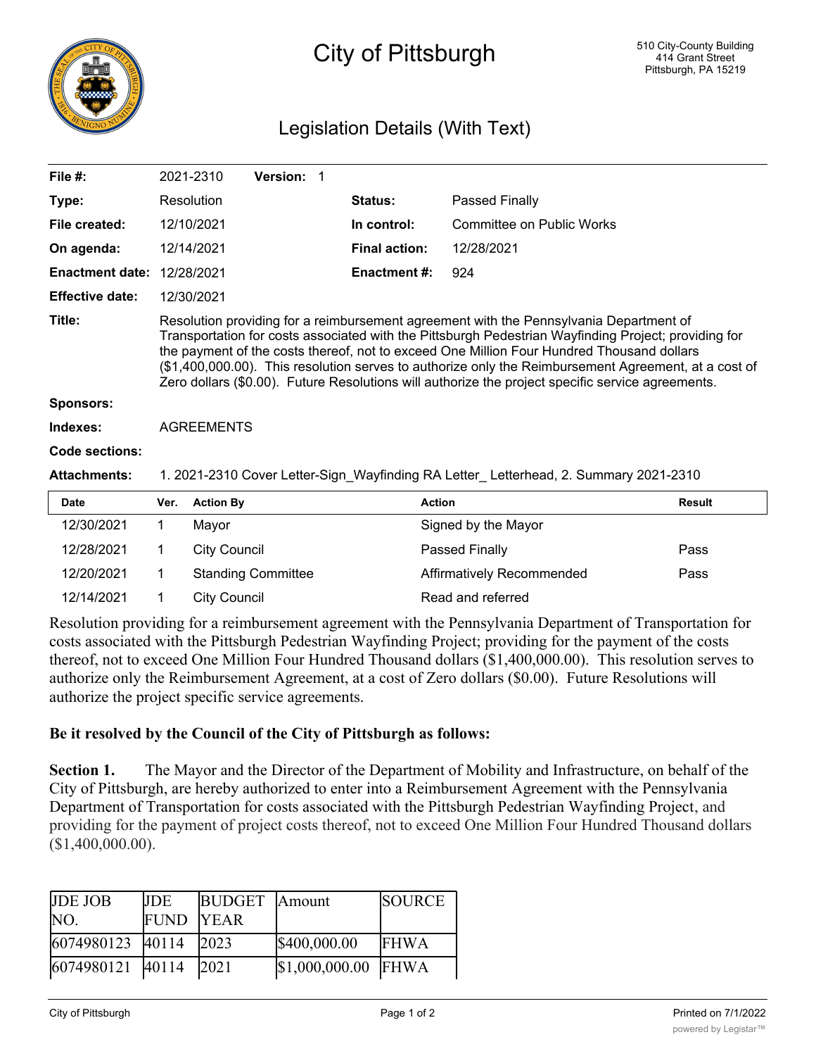# City of Pittsburgh

510 City-County Building
414 Grant Street
Pittsburgh, PA 15219

## Legislation Details (With Text)

| | | | |
|---|---|---|---|
| **File #:** | 2021-2310 **Version:** 1 | | |
| **Type:** | Resolution | **Status:** | Passed Finally |
| **File created:** | 12/10/2021 | **In control:** | Committee on Public Works |
| **On agenda:** | 12/14/2021 | **Final action:** | 12/28/2021 |
| **Enactment date:** | 12/28/2021 | **Enactment #:** | 924 |
| **Effective date:** | 12/30/2021 | | |

**Title:** Resolution providing for a reimbursement agreement with the Pennsylvania Department of Transportation for costs associated with the Pittsburgh Pedestrian Wayfinding Project; providing for the payment of the costs thereof, not to exceed One Million Four Hundred Thousand dollars ($1,400,000.00). This resolution serves to authorize only the Reimbursement Agreement, at a cost of Zero dollars ($0.00). Future Resolutions will authorize the project specific service agreements.

**Sponsors:**

**Indexes:** AGREEMENTS

**Code sections:**

**Attachments:** 1. 2021-2310 Cover Letter-Sign_Wayfinding RA Letter_ Letterhead, 2. Summary 2021-2310

| Date | Ver. | Action By | Action | Result |
|---|---|---|---|---|
| 12/30/2021 | 1 | Mayor | Signed by the Mayor | |
| 12/28/2021 | 1 | City Council | Passed Finally | Pass |
| 12/20/2021 | 1 | Standing Committee | Affirmatively Recommended | Pass |
| 12/14/2021 | 1 | City Council | Read and referred | |

Resolution providing for a reimbursement agreement with the Pennsylvania Department of Transportation for costs associated with the Pittsburgh Pedestrian Wayfinding Project; providing for the payment of the costs thereof, not to exceed One Million Four Hundred Thousand dollars ($1,400,000.00). This resolution serves to authorize only the Reimbursement Agreement, at a cost of Zero dollars ($0.00). Future Resolutions will authorize the project specific service agreements.

**Be it resolved by the Council of the City of Pittsburgh as follows:**

**Section 1.** The Mayor and the Director of the Department of Mobility and Infrastructure, on behalf of the City of Pittsburgh, are hereby authorized to enter into a Reimbursement Agreement with the Pennsylvania Department of Transportation for costs associated with the Pittsburgh Pedestrian Wayfinding Project, and providing for the payment of project costs thereof, not to exceed One Million Four Hundred Thousand dollars ($1,400,000.00).

| JDE JOB NO. | JDE FUND | BUDGET YEAR | Amount | SOURCE |
|---|---|---|---|---|
| 6074980123 | 40114 | 2023 | $400,000.00 | FHWA |
| 6074980121 | 40114 | 2021 | $1,000,000.00 | FHWA |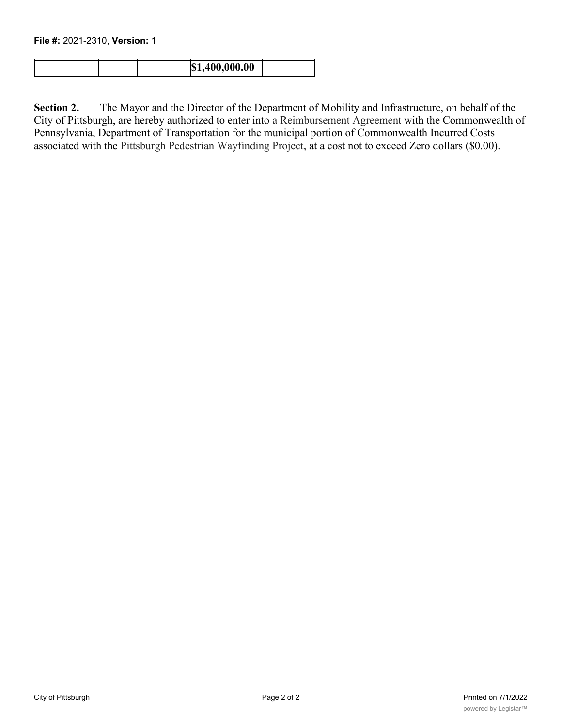| | | | | |
|---|---|---|---|---|
| | | | **$1,400,000.00** | |

**Section 2.** The Mayor and the Director of the Department of Mobility and Infrastructure, on behalf of the City of Pittsburgh, are hereby authorized to enter into a Reimbursement Agreement with the Commonwealth of Pennsylvania, Department of Transportation for the municipal portion of Commonwealth Incurred Costs associated with the Pittsburgh Pedestrian Wayfinding Project, at a cost not to exceed Zero dollars ($0.00).